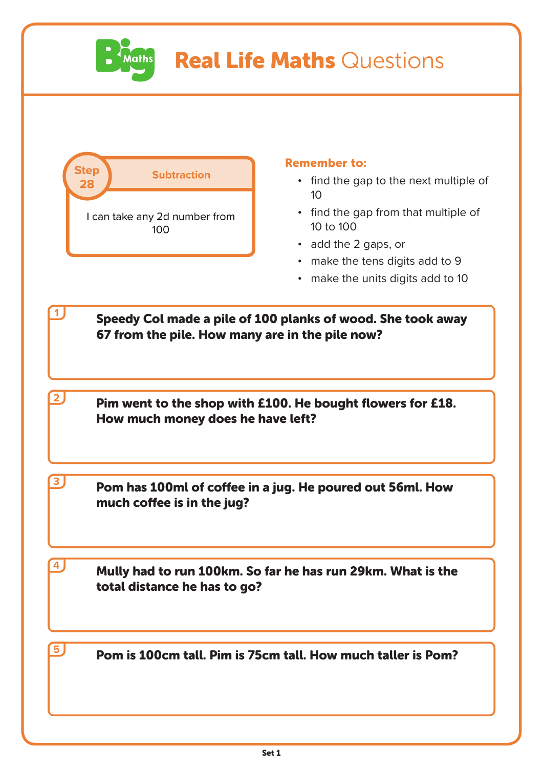# Big Maths Real Life Maths Questions

**Step 28** — **Subtraction**

I can take any 2d number from 100

**Remember to:**

- find the gap to the next multiple of 10
- find the gap from that multiple of 10 to 100
- add the 2 gaps, or
- make the tens digits add to 9
- make the units digits add to 10

**1** **Speedy Col made a pile of 100 planks of wood. She took away 67 from the pile. How many are in the pile now?**

**2** **Pim went to the shop with £100. He bought flowers for £18. How much money does he have left?**

**3** **Pom has 100ml of coffee in a jug. He poured out 56ml. How much coffee is in the jug?**

**4** **Mully had to run 100km. So far he has run 29km. What is the total distance he has to go?**

**5** **Pom is 100cm tall. Pim is 75cm tall. How much taller is Pom?**

Set 1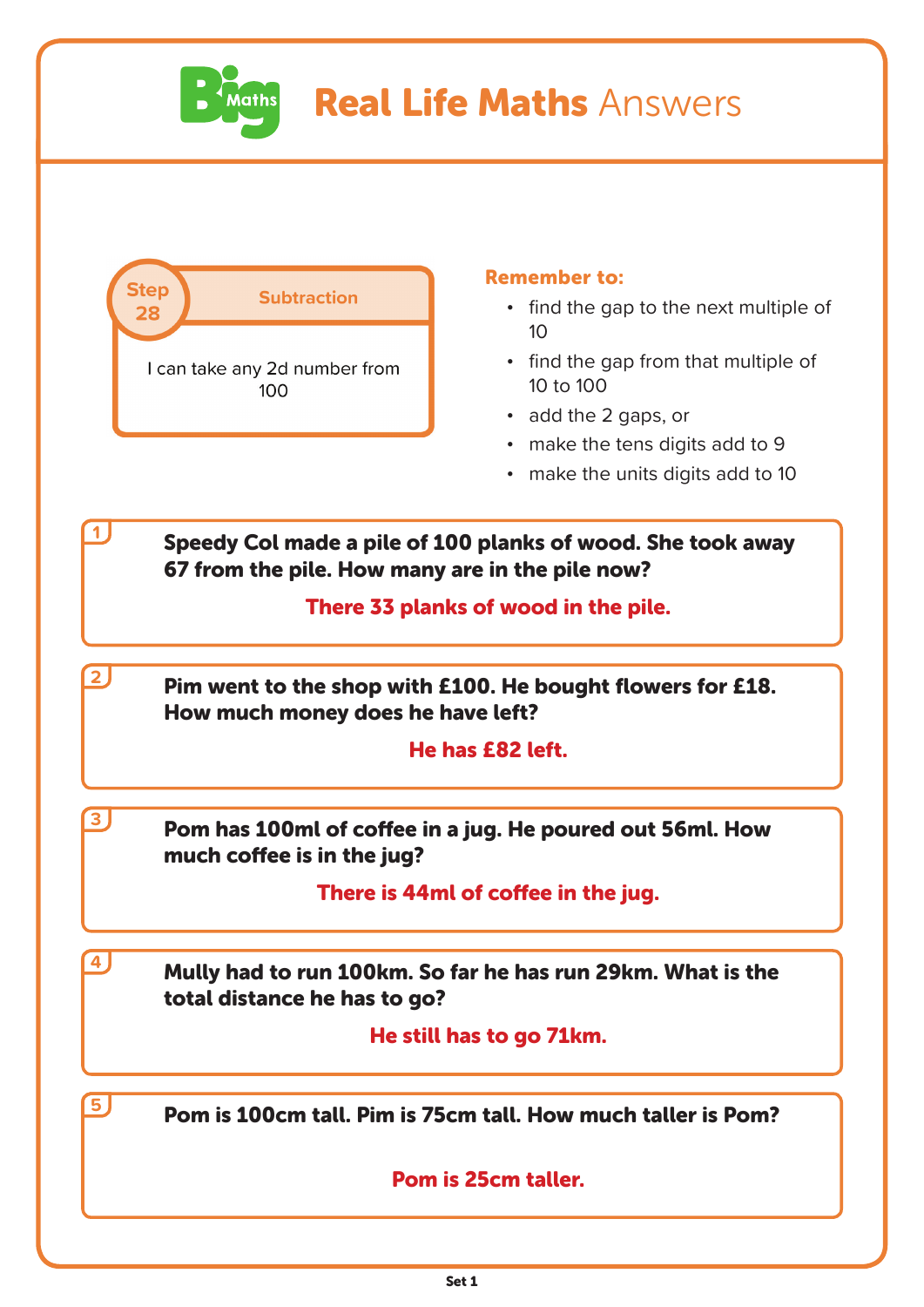# Big Maths Real Life Maths Answers

**Step 28** — **Subtraction**

I can take any 2d number from 100

**Remember to:**

- find the gap to the next multiple of 10
- find the gap from that multiple of 10 to 100
- add the 2 gaps, or
- make the tens digits add to 9
- make the units digits add to 10

**1** **Speedy Col made a pile of 100 planks of wood. She took away 67 from the pile. How many are in the pile now?**

**There 33 planks of wood in the pile.**

**2** **Pim went to the shop with £100. He bought flowers for £18. How much money does he have left?**

**He has £82 left.**

**3** **Pom has 100ml of coffee in a jug. He poured out 56ml. How much coffee is in the jug?**

**There is 44ml of coffee in the jug.**

**4** **Mully had to run 100km. So far he has run 29km. What is the total distance he has to go?**

**He still has to go 71km.**

**5** **Pom is 100cm tall. Pim is 75cm tall. How much taller is Pom?**

**Pom is 25cm taller.**

Set 1